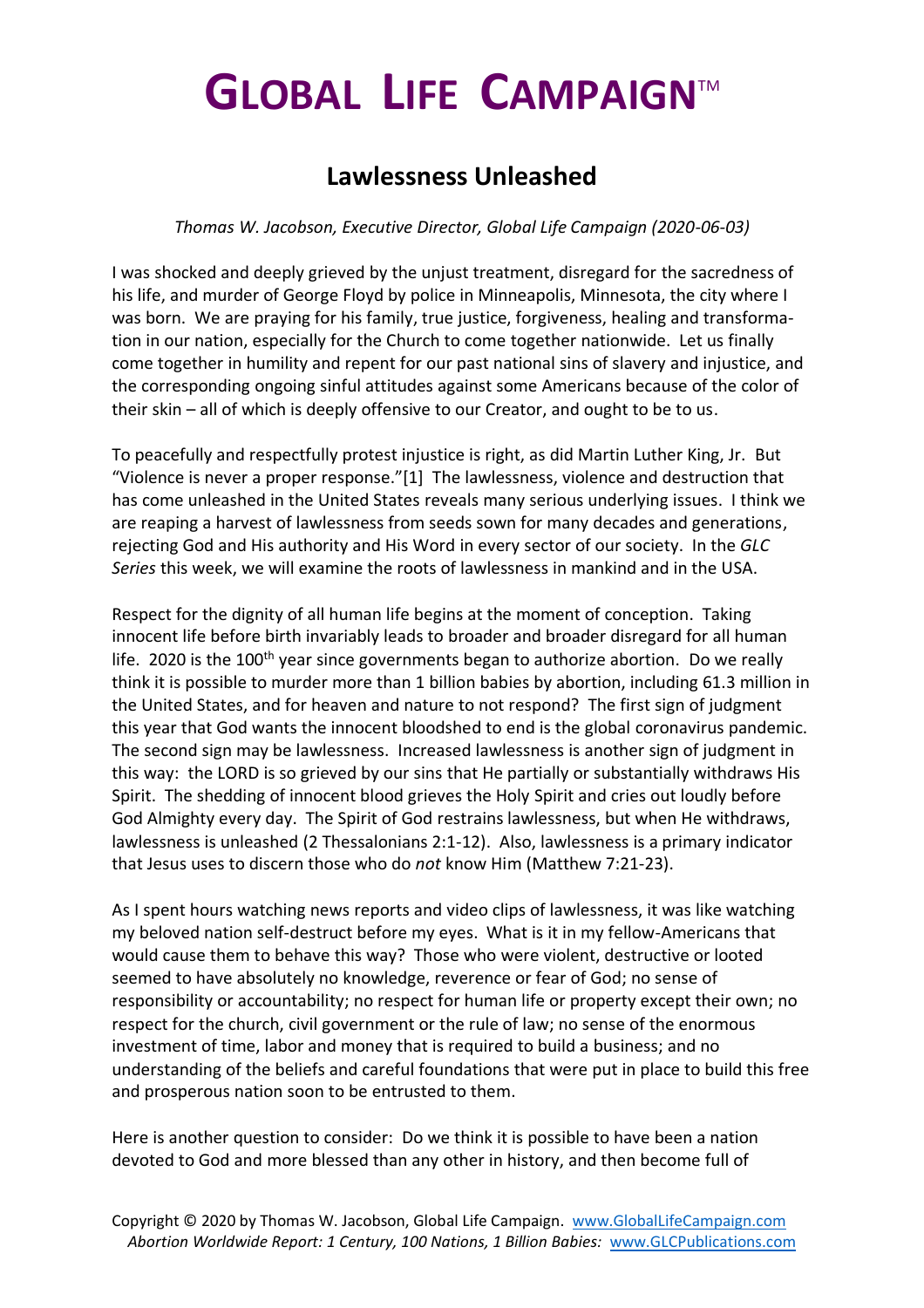# GLOBAL LIFE CAMPAIGN™

## Lawlessness Unleashed

*Thomas W. Jacobson, Executive Director, Global Life Campaign (2020-06-03)*

I was shocked and deeply grieved by the unjust treatment, disregard for the sacredness of his life, and murder of George Floyd by police in Minneapolis, Minnesota, the city where I was born. We are praying for his family, true justice, forgiveness, healing and transformation in our nation, especially for the Church to come together nationwide. Let us finally come together in humility and repent for our past national sins of slavery and injustice, and the corresponding ongoing sinful attitudes against some Americans because of the color of their skin – all of which is deeply offensive to our Creator, and ought to be to us.

To peacefully and respectfully protest injustice is right, as did Martin Luther King, Jr. But "Violence is never a proper response."[1] The lawlessness, violence and destruction that has come unleashed in the United States reveals many serious underlying issues. I think we are reaping a harvest of lawlessness from seeds sown for many decades and generations, rejecting God and His authority and His Word in every sector of our society. In the *GLC Series* this week, we will examine the roots of lawlessness in mankind and in the USA.

Respect for the dignity of all human life begins at the moment of conception. Taking innocent life before birth invariably leads to broader and broader disregard for all human life. 2020 is the 100th year since governments began to authorize abortion. Do we really think it is possible to murder more than 1 billion babies by abortion, including 61.3 million in the United States, and for heaven and nature to not respond? The first sign of judgment this year that God wants the innocent bloodshed to end is the global coronavirus pandemic. The second sign may be lawlessness. Increased lawlessness is another sign of judgment in this way: the LORD is so grieved by our sins that He partially or substantially withdraws His Spirit. The shedding of innocent blood grieves the Holy Spirit and cries out loudly before God Almighty every day. The Spirit of God restrains lawlessness, but when He withdraws, lawlessness is unleashed (2 Thessalonians 2:1-12). Also, lawlessness is a primary indicator that Jesus uses to discern those who do *not* know Him (Matthew 7:21-23).

As I spent hours watching news reports and video clips of lawlessness, it was like watching my beloved nation self-destruct before my eyes. What is it in my fellow-Americans that would cause them to behave this way? Those who were violent, destructive or looted seemed to have absolutely no knowledge, reverence or fear of God; no sense of responsibility or accountability; no respect for human life or property except their own; no respect for the church, civil government or the rule of law; no sense of the enormous investment of time, labor and money that is required to build a business; and no understanding of the beliefs and careful foundations that were put in place to build this free and prosperous nation soon to be entrusted to them.

Here is another question to consider: Do we think it is possible to have been a nation devoted to God and more blessed than any other in history, and then become full of

Copyright © 2020 by Thomas W. Jacobson, Global Life Campaign. www.GlobalLifeCampaign.com
*Abortion Worldwide Report: 1 Century, 100 Nations, 1 Billion Babies:* www.GLCPublications.com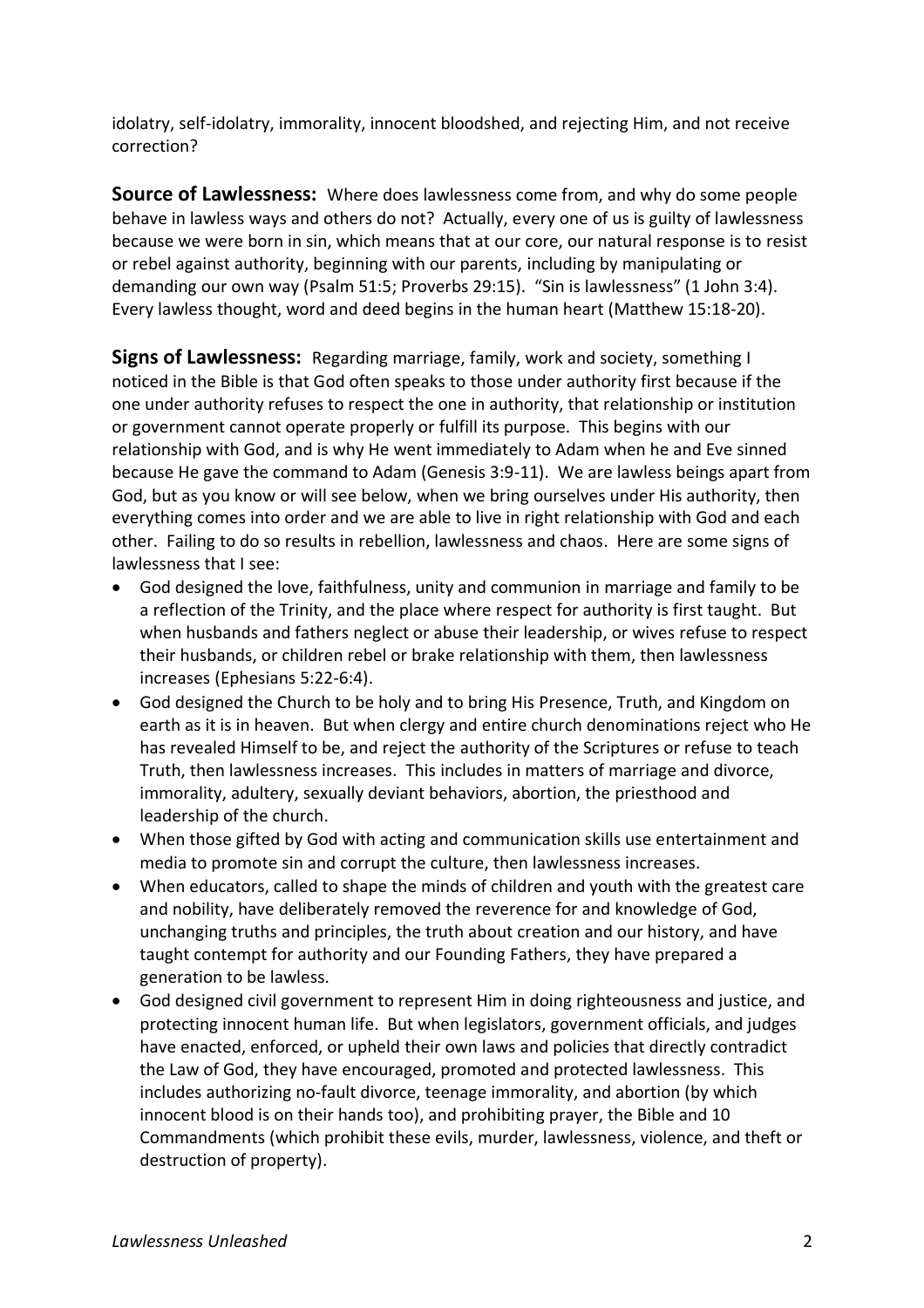idolatry, self-idolatry, immorality, innocent bloodshed, and rejecting Him, and not receive correction?

**Source of Lawlessness:** Where does lawlessness come from, and why do some people behave in lawless ways and others do not? Actually, every one of us is guilty of lawlessness because we were born in sin, which means that at our core, our natural response is to resist or rebel against authority, beginning with our parents, including by manipulating or demanding our own way (Psalm 51:5; Proverbs 29:15). "Sin is lawlessness" (1 John 3:4). Every lawless thought, word and deed begins in the human heart (Matthew 15:18-20).

**Signs of Lawlessness:** Regarding marriage, family, work and society, something I noticed in the Bible is that God often speaks to those under authority first because if the one under authority refuses to respect the one in authority, that relationship or institution or government cannot operate properly or fulfill its purpose. This begins with our relationship with God, and is why He went immediately to Adam when he and Eve sinned because He gave the command to Adam (Genesis 3:9-11). We are lawless beings apart from God, but as you know or will see below, when we bring ourselves under His authority, then everything comes into order and we are able to live in right relationship with God and each other. Failing to do so results in rebellion, lawlessness and chaos. Here are some signs of lawlessness that I see:

- God designed the love, faithfulness, unity and communion in marriage and family to be a reflection of the Trinity, and the place where respect for authority is first taught. But when husbands and fathers neglect or abuse their leadership, or wives refuse to respect their husbands, or children rebel or brake relationship with them, then lawlessness increases (Ephesians 5:22-6:4).
- God designed the Church to be holy and to bring His Presence, Truth, and Kingdom on earth as it is in heaven. But when clergy and entire church denominations reject who He has revealed Himself to be, and reject the authority of the Scriptures or refuse to teach Truth, then lawlessness increases. This includes in matters of marriage and divorce, immorality, adultery, sexually deviant behaviors, abortion, the priesthood and leadership of the church.
- When those gifted by God with acting and communication skills use entertainment and media to promote sin and corrupt the culture, then lawlessness increases.
- When educators, called to shape the minds of children and youth with the greatest care and nobility, have deliberately removed the reverence for and knowledge of God, unchanging truths and principles, the truth about creation and our history, and have taught contempt for authority and our Founding Fathers, they have prepared a generation to be lawless.
- God designed civil government to represent Him in doing righteousness and justice, and protecting innocent human life. But when legislators, government officials, and judges have enacted, enforced, or upheld their own laws and policies that directly contradict the Law of God, they have encouraged, promoted and protected lawlessness. This includes authorizing no-fault divorce, teenage immorality, and abortion (by which innocent blood is on their hands too), and prohibiting prayer, the Bible and 10 Commandments (which prohibit these evils, murder, lawlessness, violence, and theft or destruction of property).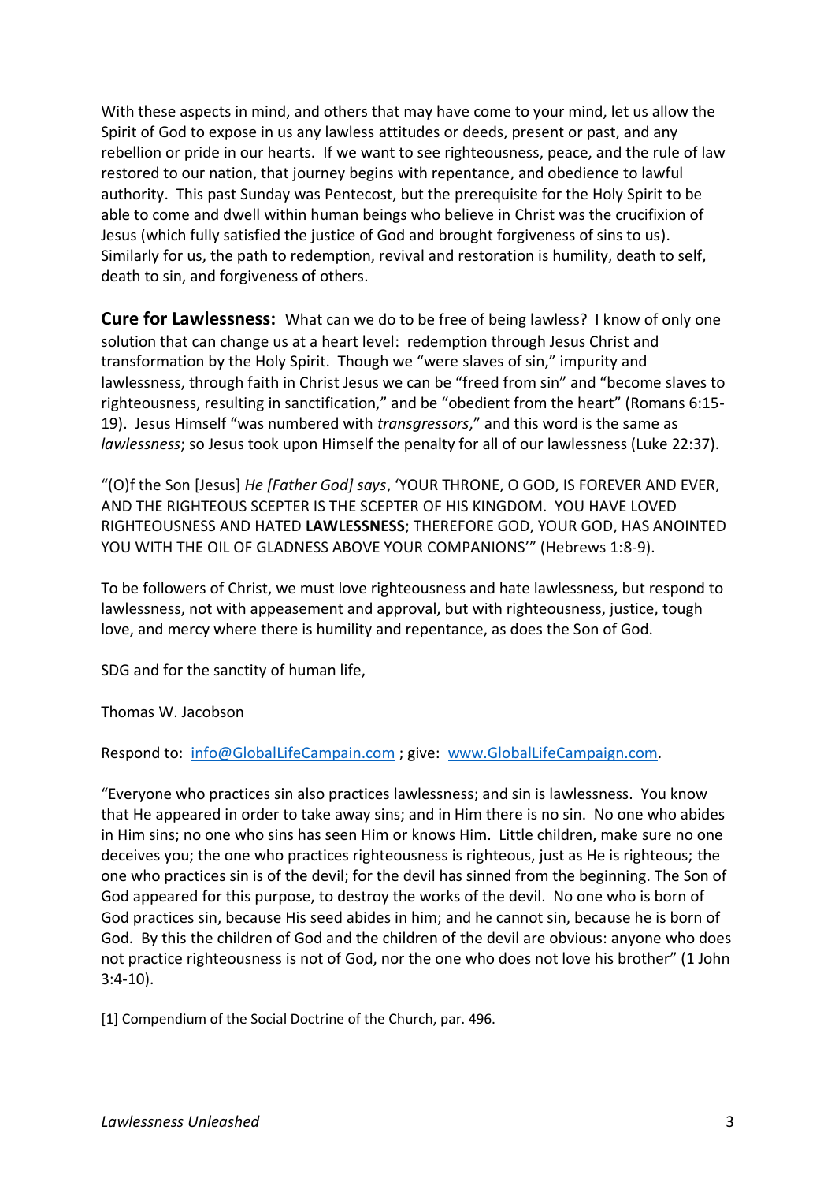With these aspects in mind, and others that may have come to your mind, let us allow the Spirit of God to expose in us any lawless attitudes or deeds, present or past, and any rebellion or pride in our hearts. If we want to see righteousness, peace, and the rule of law restored to our nation, that journey begins with repentance, and obedience to lawful authority. This past Sunday was Pentecost, but the prerequisite for the Holy Spirit to be able to come and dwell within human beings who believe in Christ was the crucifixion of Jesus (which fully satisfied the justice of God and brought forgiveness of sins to us). Similarly for us, the path to redemption, revival and restoration is humility, death to self, death to sin, and forgiveness of others.

**Cure for Lawlessness:** What can we do to be free of being lawless? I know of only one solution that can change us at a heart level: redemption through Jesus Christ and transformation by the Holy Spirit. Though we "were slaves of sin," impurity and lawlessness, through faith in Christ Jesus we can be "freed from sin" and "become slaves to righteousness, resulting in sanctification," and be "obedient from the heart" (Romans 6:15-19). Jesus Himself "was numbered with *transgressors*," and this word is the same as *lawlessness*; so Jesus took upon Himself the penalty for all of our lawlessness (Luke 22:37).

"(O)f the Son [Jesus] *He [Father God] says*, 'YOUR THRONE, O GOD, IS FOREVER AND EVER, AND THE RIGHTEOUS SCEPTER IS THE SCEPTER OF HIS KINGDOM. YOU HAVE LOVED RIGHTEOUSNESS AND HATED **LAWLESSNESS**; THEREFORE GOD, YOUR GOD, HAS ANOINTED YOU WITH THE OIL OF GLADNESS ABOVE YOUR COMPANIONS'" (Hebrews 1:8-9).

To be followers of Christ, we must love righteousness and hate lawlessness, but respond to lawlessness, not with appeasement and approval, but with righteousness, justice, tough love, and mercy where there is humility and repentance, as does the Son of God.

SDG and for the sanctity of human life,

Thomas W. Jacobson

Respond to: info@GlobalLifeCampain.com ; give: www.GlobalLifeCampaign.com.

"Everyone who practices sin also practices lawlessness; and sin is lawlessness. You know that He appeared in order to take away sins; and in Him there is no sin. No one who abides in Him sins; no one who sins has seen Him or knows Him. Little children, make sure no one deceives you; the one who practices righteousness is righteous, just as He is righteous; the one who practices sin is of the devil; for the devil has sinned from the beginning. The Son of God appeared for this purpose, to destroy the works of the devil. No one who is born of God practices sin, because His seed abides in him; and he cannot sin, because he is born of God. By this the children of God and the children of the devil are obvious: anyone who does not practice righteousness is not of God, nor the one who does not love his brother" (1 John 3:4-10).

[1] Compendium of the Social Doctrine of the Church, par. 496.